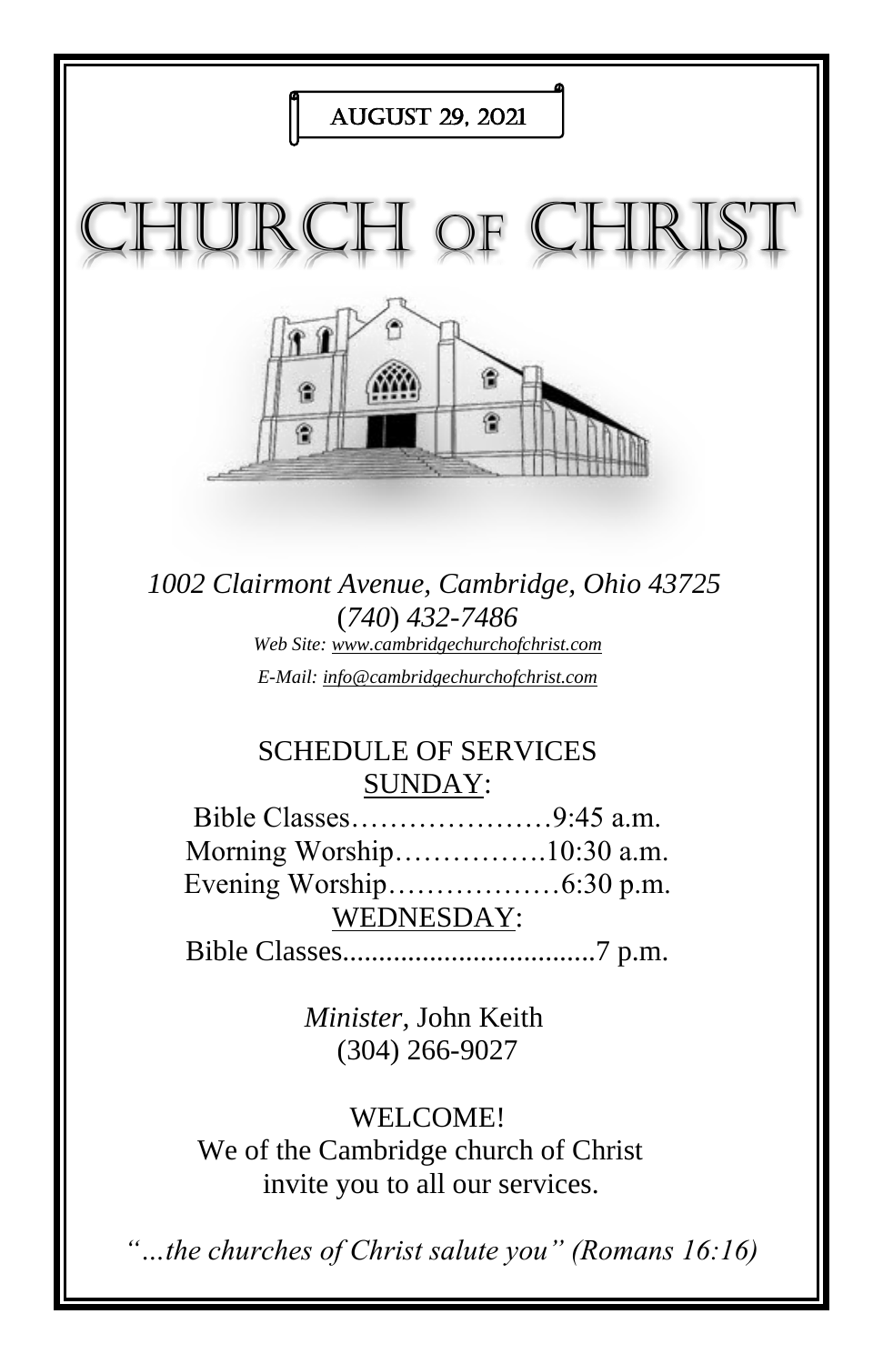AUGUST 29, 2021

# CHURCH OF CHRIST

*1002 Clairmont Avenue, Cambridge, Ohio 43725*
*(740) 432-7486*
*Web Site: www.cambridgechurchofchrist.com*
*E-Mail: info@cambridgechurchofchrist.com*

## SCHEDULE OF SERVICES

SUNDAY:

Bible Classes…………………9:45 a.m.
Morning Worship…………….10:30 a.m.
Evening Worship………………6:30 p.m.

WEDNESDAY:

Bible Classes...................................7 p.m.

*Minister,* John Keith
(304) 266-9027

WELCOME!
We of the Cambridge church of Christ invite you to all our services.

*"…the churches of Christ salute you" (Romans 16:16)*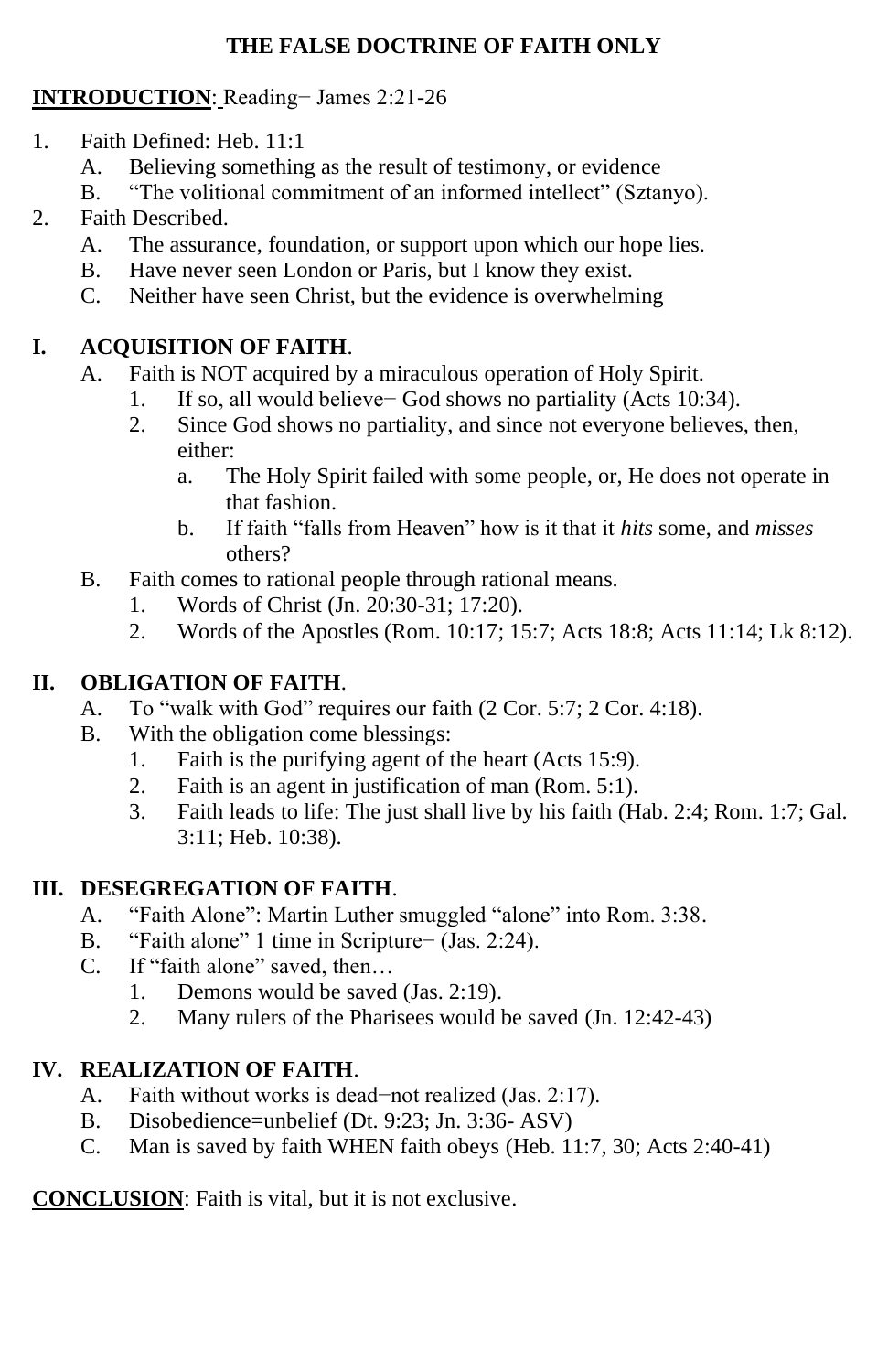# THE FALSE DOCTRINE OF FAITH ONLY

**INTRODUCTION**: Reading− James 2:21-26

1. Faith Defined: Heb. 11:1
   - A. Believing something as the result of testimony, or evidence
   - B. "The volitional commitment of an informed intellect" (Sztanyo).
2. Faith Described.
   - A. The assurance, foundation, or support upon which our hope lies.
   - B. Have never seen London or Paris, but I know they exist.
   - C. Neither have seen Christ, but the evidence is overwhelming

## I. ACQUISITION OF FAITH.

- A. Faith is NOT acquired by a miraculous operation of Holy Spirit.
  1. If so, all would believe− God shows no partiality (Acts 10:34).
  2. Since God shows no partiality, and since not everyone believes, then, either:
     - a. The Holy Spirit failed with some people, or, He does not operate in that fashion.
     - b. If faith "falls from Heaven" how is it that it *hits* some, and *misses* others?
- B. Faith comes to rational people through rational means.
  1. Words of Christ (Jn. 20:30-31; 17:20).
  2. Words of the Apostles (Rom. 10:17; 15:7; Acts 18:8; Acts 11:14; Lk 8:12).

## II. OBLIGATION OF FAITH.

- A. To "walk with God" requires our faith (2 Cor. 5:7; 2 Cor. 4:18).
- B. With the obligation come blessings:
  1. Faith is the purifying agent of the heart (Acts 15:9).
  2. Faith is an agent in justification of man (Rom. 5:1).
  3. Faith leads to life: The just shall live by his faith (Hab. 2:4; Rom. 1:7; Gal. 3:11; Heb. 10:38).

## III. DESEGREGATION OF FAITH.

- A. "Faith Alone": Martin Luther smuggled "alone" into Rom. 3:38.
- B. "Faith alone" 1 time in Scripture− (Jas. 2:24).
- C. If "faith alone" saved, then…
  1. Demons would be saved (Jas. 2:19).
  2. Many rulers of the Pharisees would be saved (Jn. 12:42-43)

## IV. REALIZATION OF FAITH.

- A. Faith without works is dead−not realized (Jas. 2:17).
- B. Disobedience=unbelief (Dt. 9:23; Jn. 3:36- ASV)
- C. Man is saved by faith WHEN faith obeys (Heb. 11:7, 30; Acts 2:40-41)

**CONCLUSION**: Faith is vital, but it is not exclusive.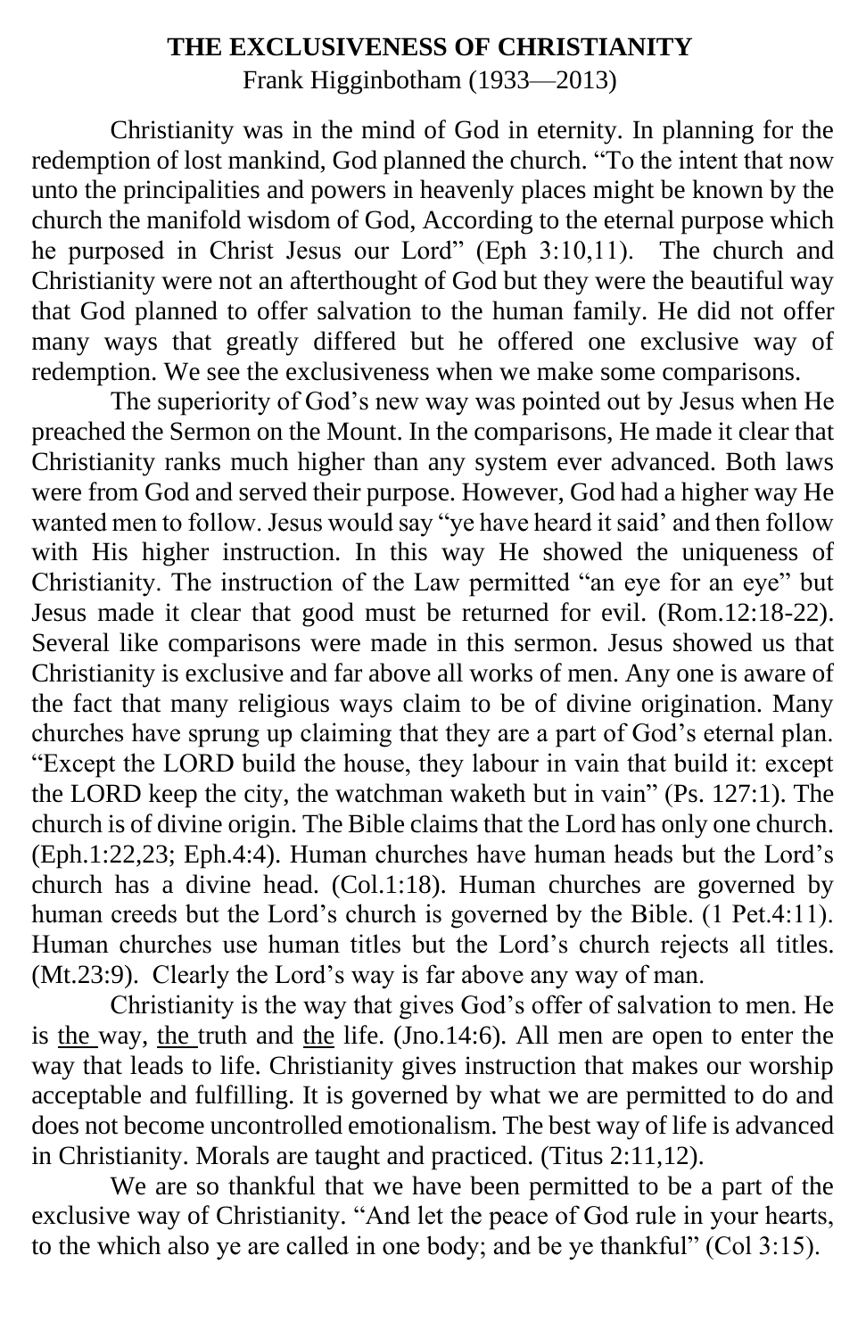# THE EXCLUSIVENESS OF CHRISTIANITY

Frank Higginbotham (1933—2013)

Christianity was in the mind of God in eternity. In planning for the redemption of lost mankind, God planned the church. “To the intent that now unto the principalities and powers in heavenly places might be known by the church the manifold wisdom of God, According to the eternal purpose which he purposed in Christ Jesus our Lord” (Eph 3:10,11). The church and Christianity were not an afterthought of God but they were the beautiful way that God planned to offer salvation to the human family. He did not offer many ways that greatly differed but he offered one exclusive way of redemption. We see the exclusiveness when we make some comparisons.

The superiority of God’s new way was pointed out by Jesus when He preached the Sermon on the Mount. In the comparisons, He made it clear that Christianity ranks much higher than any system ever advanced. Both laws were from God and served their purpose. However, God had a higher way He wanted men to follow. Jesus would say “ye have heard it said’ and then follow with His higher instruction. In this way He showed the uniqueness of Christianity. The instruction of the Law permitted “an eye for an eye” but Jesus made it clear that good must be returned for evil. (Rom.12:18-22). Several like comparisons were made in this sermon. Jesus showed us that Christianity is exclusive and far above all works of men. Any one is aware of the fact that many religious ways claim to be of divine origination. Many churches have sprung up claiming that they are a part of God’s eternal plan. “Except the LORD build the house, they labour in vain that build it: except the LORD keep the city, the watchman waketh but in vain” (Ps. 127:1). The church is of divine origin. The Bible claims that the Lord has only one church. (Eph.1:22,23; Eph.4:4). Human churches have human heads but the Lord’s church has a divine head. (Col.1:18). Human churches are governed by human creeds but the Lord’s church is governed by the Bible. (1 Pet.4:11). Human churches use human titles but the Lord’s church rejects all titles. (Mt.23:9). Clearly the Lord’s way is far above any way of man.

Christianity is the way that gives God’s offer of salvation to men. He is <u>the </u>way, <u>the </u>truth and <u>the</u> life. (Jno.14:6). All men are open to enter the way that leads to life. Christianity gives instruction that makes our worship acceptable and fulfilling. It is governed by what we are permitted to do and does not become uncontrolled emotionalism. The best way of life is advanced in Christianity. Morals are taught and practiced. (Titus 2:11,12).

We are so thankful that we have been permitted to be a part of the exclusive way of Christianity. “And let the peace of God rule in your hearts, to the which also ye are called in one body; and be ye thankful” (Col 3:15).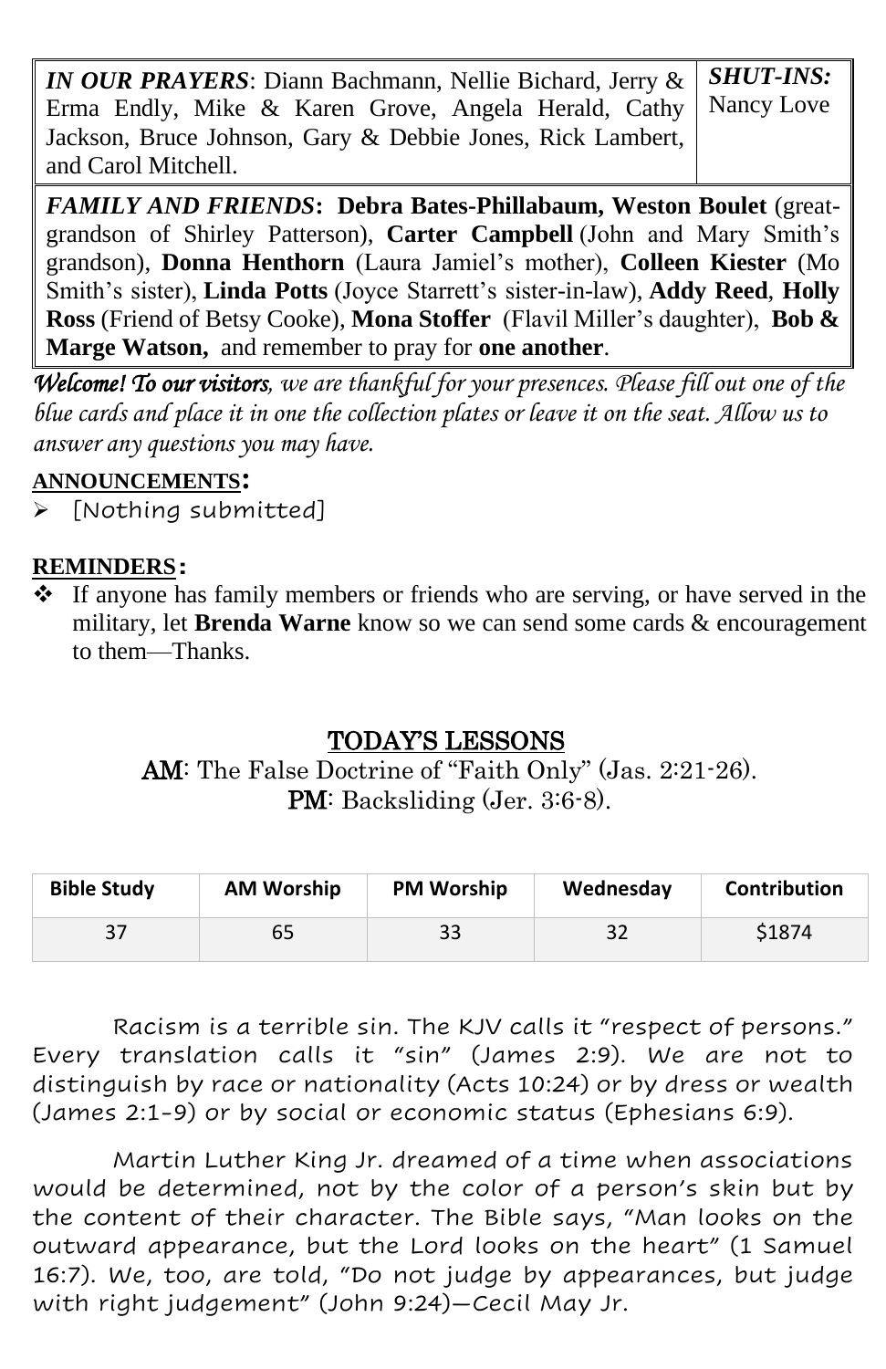| | |
|---|---|
| ***IN OUR PRAYERS***: Diann Bachmann, Nellie Bichard, Jerry & Erma Endly, Mike & Karen Grove, Angela Herald, Cathy Jackson, Bruce Johnson, Gary & Debbie Jones, Rick Lambert, and Carol Mitchell. | ***SHUT-INS:*** Nancy Love |

***FAMILY AND FRIENDS*: Debra Bates-Phillabaum, Weston Boulet** (great-grandson of Shirley Patterson), **Carter Campbell** (John and Mary Smith's grandson), **Donna Henthorn** (Laura Jamiel's mother), **Colleen Kiester** (Mo Smith's sister), **Linda Potts** (Joyce Starrett's sister-in-law), **Addy Reed**, **Holly Ross** (Friend of Betsy Cooke), **Mona Stoffer** (Flavil Miller's daughter), **Bob & Marge Watson,** and remember to pray for **one another**.

***Welcome! To our visitors****, we are thankful for your presences. Please fill out one of the blue cards and place it in one the collection plates or leave it on the seat. Allow us to answer any questions you may have.*

**ANNOUNCEMENTS:**

- [Nothing submitted]

**REMINDERS:**

- If anyone has family members or friends who are serving, or have served in the military, let **Brenda Warne** know so we can send some cards & encouragement to them—Thanks.

## TODAY'S LESSONS

**AM**: The False Doctrine of "Faith Only" (Jas. 2:21-26).
**PM**: Backsliding (Jer. 3:6-8).

| Bible Study | AM Worship | PM Worship | Wednesday | Contribution |
|---|---|---|---|---|
| 37 | 65 | 33 | 32 | $1874 |

Racism is a terrible sin. The KJV calls it "respect of persons." Every translation calls it "sin" (James 2:9). We are not to distinguish by race or nationality (Acts 10:24) or by dress or wealth (James 2:1-9) or by social or economic status (Ephesians 6:9).

Martin Luther King Jr. dreamed of a time when associations would be determined, not by the color of a person's skin but by the content of their character. The Bible says, "Man looks on the outward appearance, but the Lord looks on the heart" (1 Samuel 16:7). We, too, are told, "Do not judge by appearances, but judge with right judgement" (John 9:24)—Cecil May Jr.